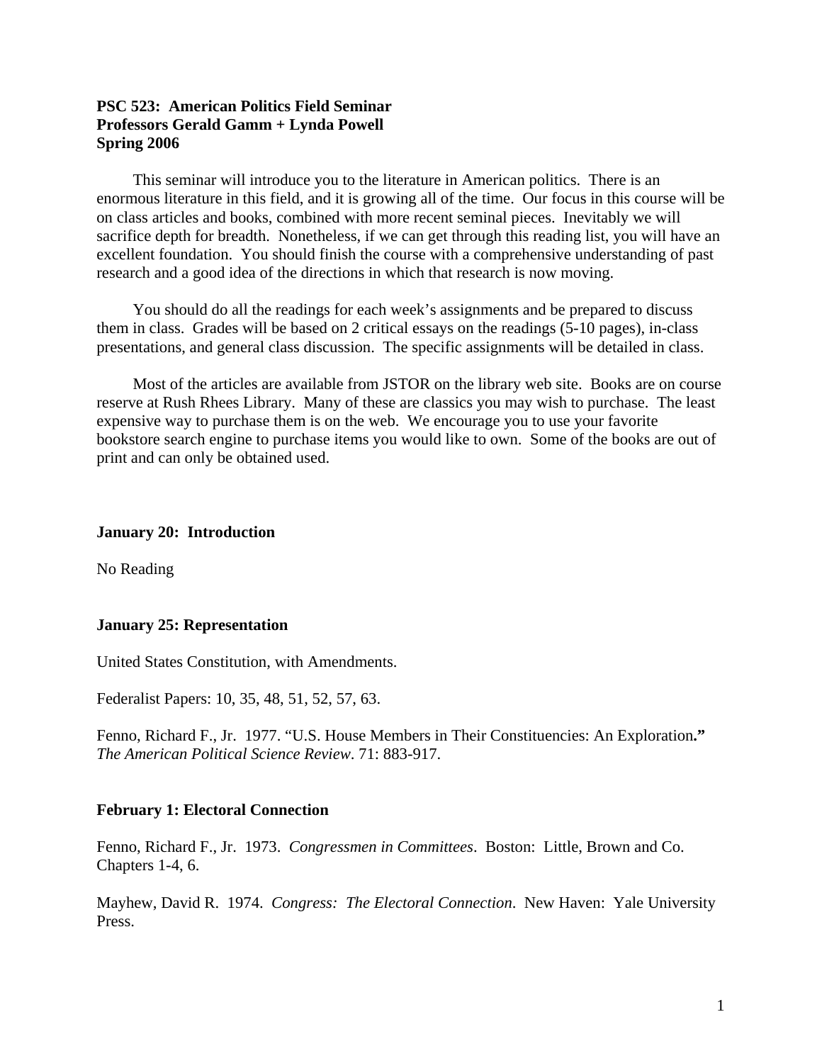**PSC 523: American Politics Field Seminar**
**Professors Gerald Gamm + Lynda Powell**
**Spring 2006**

This seminar will introduce you to the literature in American politics. There is an enormous literature in this field, and it is growing all of the time. Our focus in this course will be on class articles and books, combined with more recent seminal pieces. Inevitably we will sacrifice depth for breadth. Nonetheless, if we can get through this reading list, you will have an excellent foundation. You should finish the course with a comprehensive understanding of past research and a good idea of the directions in which that research is now moving.

You should do all the readings for each week's assignments and be prepared to discuss them in class. Grades will be based on 2 critical essays on the readings (5-10 pages), in-class presentations, and general class discussion. The specific assignments will be detailed in class.

Most of the articles are available from JSTOR on the library web site. Books are on course reserve at Rush Rhees Library. Many of these are classics you may wish to purchase. The least expensive way to purchase them is on the web. We encourage you to use your favorite bookstore search engine to purchase items you would like to own. Some of the books are out of print and can only be obtained used.

**January 20: Introduction**

No Reading

**January 25: Representation**

United States Constitution, with Amendments.

Federalist Papers: 10, 35, 48, 51, 52, 57, 63.

Fenno, Richard F., Jr. 1977. "U.S. House Members in Their Constituencies: An Exploration." *The American Political Science Review*. 71: 883-917.

**February 1: Electoral Connection**

Fenno, Richard F., Jr. 1973. *Congressmen in Committees*. Boston: Little, Brown and Co. Chapters 1-4, 6.

Mayhew, David R. 1974. *Congress: The Electoral Connection*. New Haven: Yale University Press.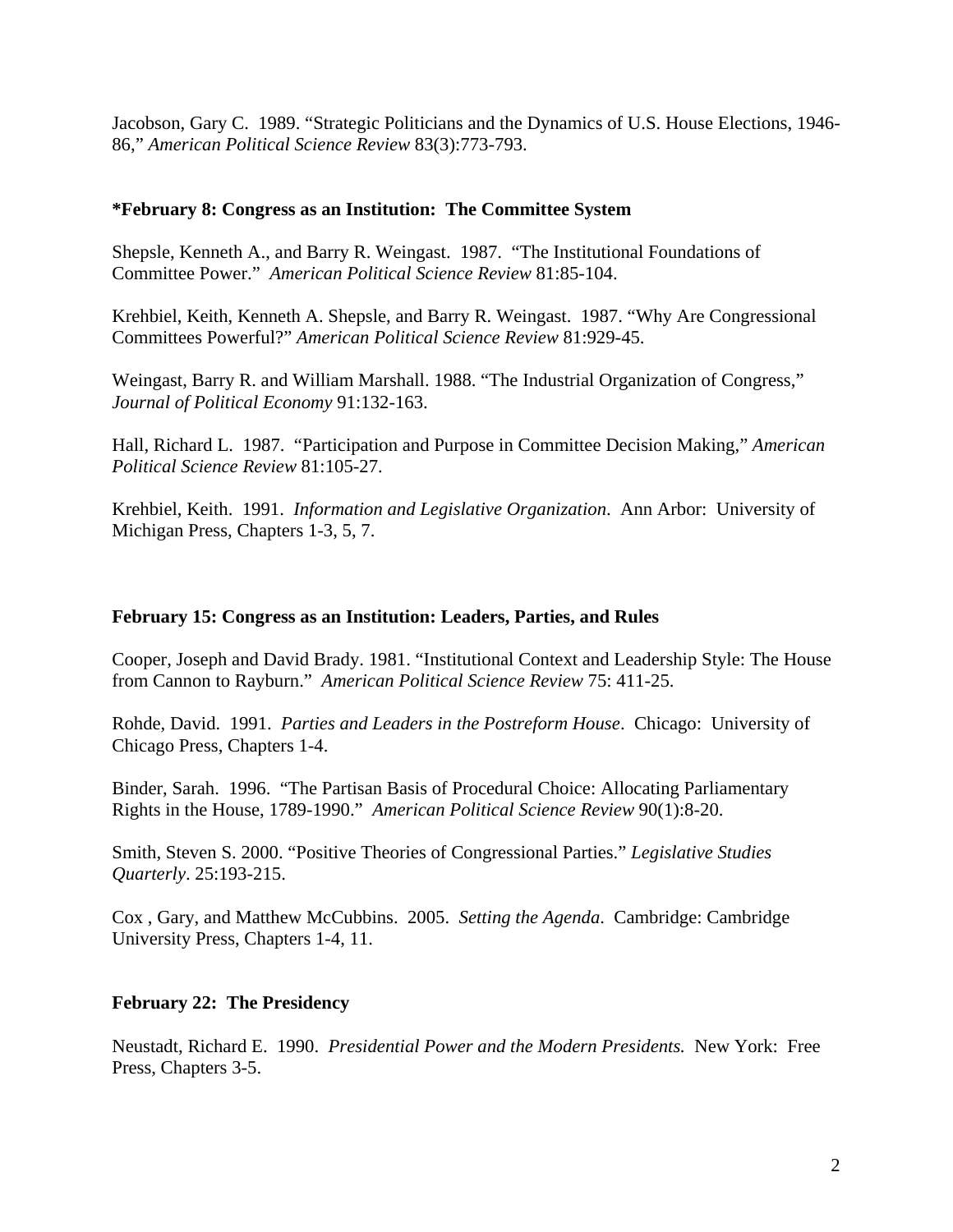Jacobson, Gary C. 1989. "Strategic Politicians and the Dynamics of U.S. House Elections, 1946-86," *American Political Science Review* 83(3):773-793.

**\*February 8: Congress as an Institution: The Committee System**

Shepsle, Kenneth A., and Barry R. Weingast. 1987. "The Institutional Foundations of Committee Power." *American Political Science Review* 81:85-104.

Krehbiel, Keith, Kenneth A. Shepsle, and Barry R. Weingast. 1987. "Why Are Congressional Committees Powerful?" *American Political Science Review* 81:929-45.

Weingast, Barry R. and William Marshall. 1988. "The Industrial Organization of Congress," *Journal of Political Economy* 91:132-163.

Hall, Richard L. 1987. "Participation and Purpose in Committee Decision Making," *American Political Science Review* 81:105-27.

Krehbiel, Keith. 1991. *Information and Legislative Organization*. Ann Arbor: University of Michigan Press, Chapters 1-3, 5, 7.

**February 15: Congress as an Institution: Leaders, Parties, and Rules**

Cooper, Joseph and David Brady. 1981. "Institutional Context and Leadership Style: The House from Cannon to Rayburn." *American Political Science Review* 75: 411-25.

Rohde, David. 1991. *Parties and Leaders in the Postreform House*. Chicago: University of Chicago Press, Chapters 1-4.

Binder, Sarah. 1996. "The Partisan Basis of Procedural Choice: Allocating Parliamentary Rights in the House, 1789-1990." *American Political Science Review* 90(1):8-20.

Smith, Steven S. 2000. "Positive Theories of Congressional Parties." *Legislative Studies Quarterly*. 25:193-215.

Cox , Gary, and Matthew McCubbins. 2005. *Setting the Agenda*. Cambridge: Cambridge University Press, Chapters 1-4, 11.

**February 22: The Presidency**

Neustadt, Richard E. 1990. *Presidential Power and the Modern Presidents.* New York: Free Press, Chapters 3-5.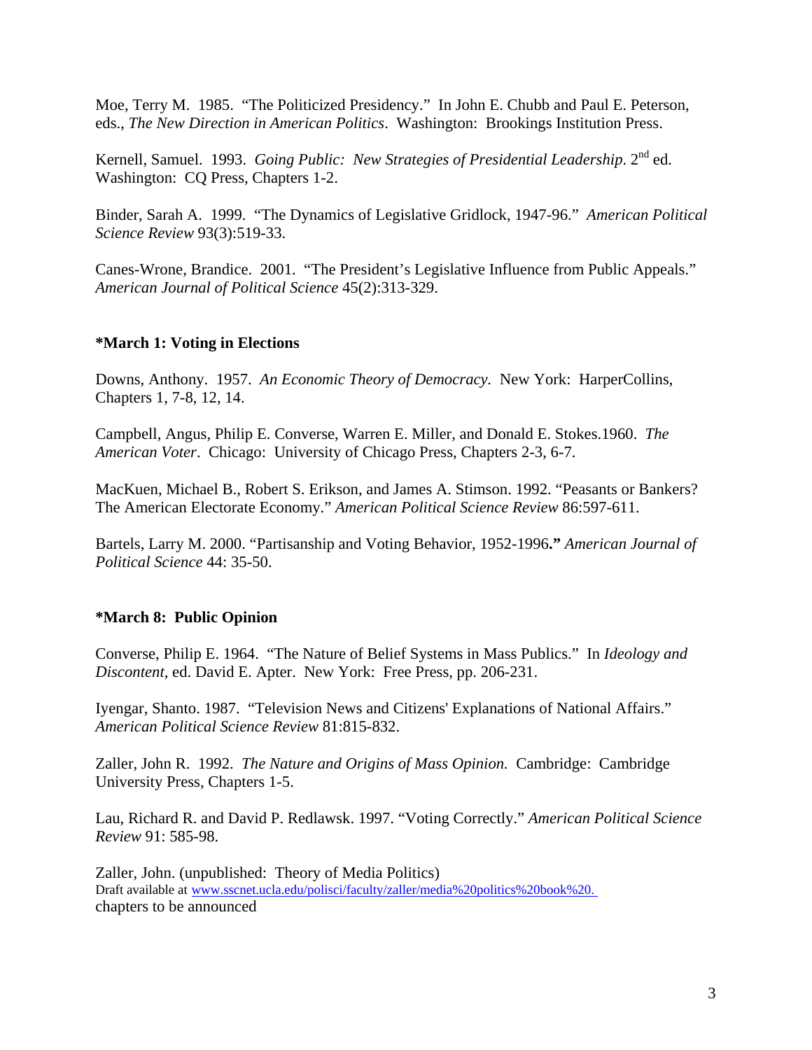Moe, Terry M. 1985. "The Politicized Presidency." In John E. Chubb and Paul E. Peterson, eds., *The New Direction in American Politics*. Washington: Brookings Institution Press.

Kernell, Samuel. 1993. *Going Public: New Strategies of Presidential Leadership*. 2nd ed. Washington: CQ Press, Chapters 1-2.

Binder, Sarah A. 1999. "The Dynamics of Legislative Gridlock, 1947-96." *American Political Science Review* 93(3):519-33.

Canes-Wrone, Brandice. 2001. "The President's Legislative Influence from Public Appeals." *American Journal of Political Science* 45(2):313-329.

**\*March 1: Voting in Elections**

Downs, Anthony. 1957. *An Economic Theory of Democracy.* New York: HarperCollins, Chapters 1, 7-8, 12, 14.

Campbell, Angus, Philip E. Converse, Warren E. Miller, and Donald E. Stokes.1960. *The American Voter*. Chicago: University of Chicago Press, Chapters 2-3, 6-7.

MacKuen, Michael B., Robert S. Erikson, and James A. Stimson. 1992. "Peasants or Bankers? The American Electorate Economy." *American Political Science Review* 86:597-611.

Bartels, Larry M. 2000. "Partisanship and Voting Behavior, 1952-1996**."** *American Journal of Political Science* 44: 35-50.

**\*March 8: Public Opinion**

Converse, Philip E. 1964. "The Nature of Belief Systems in Mass Publics." In *Ideology and Discontent*, ed. David E. Apter. New York: Free Press, pp. 206-231.

Iyengar, Shanto. 1987. "Television News and Citizens' Explanations of National Affairs." *American Political Science Review* 81:815-832.

Zaller, John R. 1992. *The Nature and Origins of Mass Opinion.* Cambridge: Cambridge University Press, Chapters 1-5.

Lau, Richard R. and David P. Redlawsk. 1997. "Voting Correctly." *American Political Science Review* 91: 585-98.

Zaller, John. (unpublished: Theory of Media Politics)
Draft available at www.sscnet.ucla.edu/polisci/faculty/zaller/media%20politics%20book%20.
chapters to be announced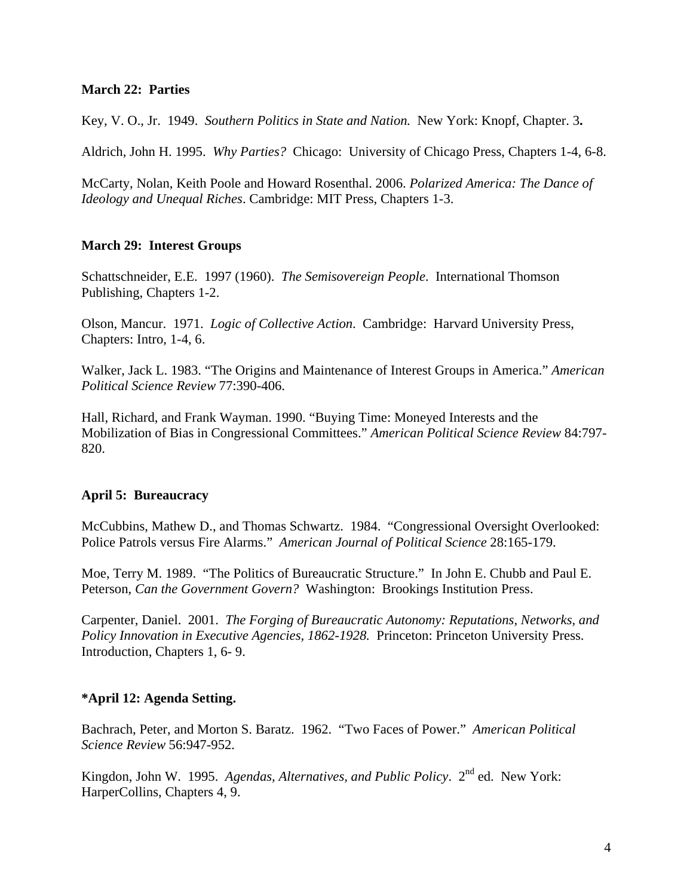**March 22: Parties**

Key, V. O., Jr. 1949. *Southern Politics in State and Nation.* New York: Knopf, Chapter. 3**.**

Aldrich, John H. 1995. *Why Parties?* Chicago: University of Chicago Press, Chapters 1-4, 6-8.

McCarty, Nolan, Keith Poole and Howard Rosenthal. 2006. *Polarized America: The Dance of Ideology and Unequal Riches*. Cambridge: MIT Press, Chapters 1-3.

**March 29: Interest Groups**

Schattschneider, E.E. 1997 (1960). *The Semisovereign People*. International Thomson Publishing, Chapters 1-2.

Olson, Mancur. 1971. *Logic of Collective Action*. Cambridge: Harvard University Press, Chapters: Intro, 1-4, 6.

Walker, Jack L. 1983. "The Origins and Maintenance of Interest Groups in America." *American Political Science Review* 77:390-406.

Hall, Richard, and Frank Wayman. 1990. "Buying Time: Moneyed Interests and the Mobilization of Bias in Congressional Committees." *American Political Science Review* 84:797-820.

**April 5: Bureaucracy**

McCubbins, Mathew D., and Thomas Schwartz. 1984. "Congressional Oversight Overlooked: Police Patrols versus Fire Alarms." *American Journal of Political Science* 28:165-179.

Moe, Terry M. 1989. "The Politics of Bureaucratic Structure." In John E. Chubb and Paul E. Peterson, *Can the Government Govern?* Washington: Brookings Institution Press.

Carpenter, Daniel. 2001. *The Forging of Bureaucratic Autonomy: Reputations, Networks, and Policy Innovation in Executive Agencies, 1862-1928.* Princeton: Princeton University Press. Introduction, Chapters 1, 6- 9.

**\*April 12: Agenda Setting.**

Bachrach, Peter, and Morton S. Baratz. 1962. "Two Faces of Power." *American Political Science Review* 56:947-952.

Kingdon, John W. 1995. *Agendas, Alternatives, and Public Policy*. 2nd ed. New York: HarperCollins, Chapters 4, 9.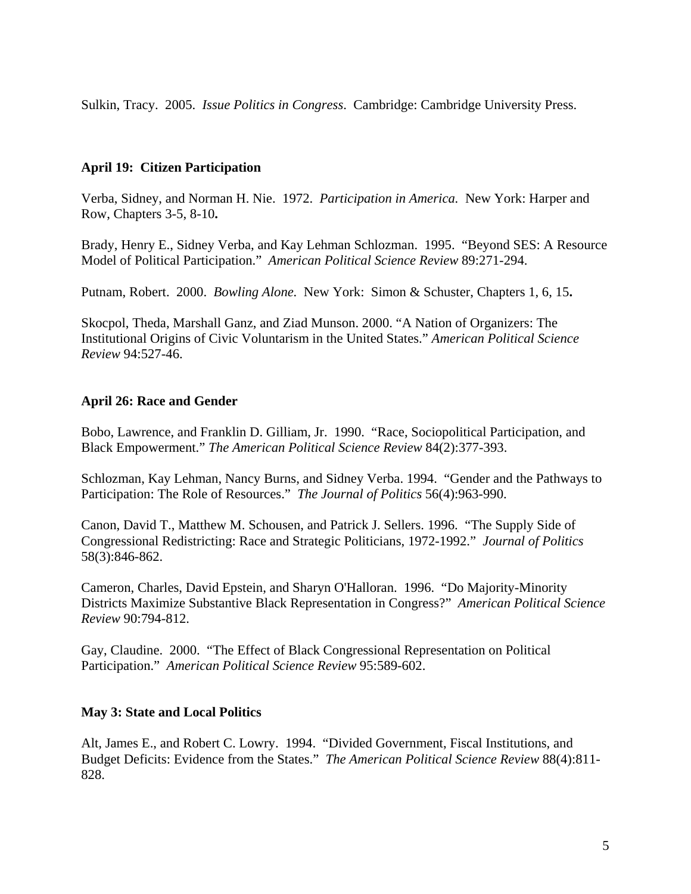Sulkin, Tracy. 2005. *Issue Politics in Congress*. Cambridge: Cambridge University Press.

**April 19: Citizen Participation**

Verba, Sidney, and Norman H. Nie. 1972. *Participation in America.* New York: Harper and Row, Chapters 3-5, 8-10**.**

Brady, Henry E., Sidney Verba, and Kay Lehman Schlozman. 1995. "Beyond SES: A Resource Model of Political Participation." *American Political Science Review* 89:271-294.

Putnam, Robert. 2000. *Bowling Alone.* New York: Simon & Schuster, Chapters 1, 6, 15**.**

Skocpol, Theda, Marshall Ganz, and Ziad Munson. 2000. "A Nation of Organizers: The Institutional Origins of Civic Voluntarism in the United States." *American Political Science Review* 94:527-46.

**April 26: Race and Gender**

Bobo, Lawrence, and Franklin D. Gilliam, Jr. 1990. "Race, Sociopolitical Participation, and Black Empowerment." *The American Political Science Review* 84(2):377-393.

Schlozman, Kay Lehman, Nancy Burns, and Sidney Verba. 1994. "Gender and the Pathways to Participation: The Role of Resources." *The Journal of Politics* 56(4):963-990.

Canon, David T., Matthew M. Schousen, and Patrick J. Sellers. 1996. "The Supply Side of Congressional Redistricting: Race and Strategic Politicians, 1972-1992." *Journal of Politics* 58(3):846-862.

Cameron, Charles, David Epstein, and Sharyn O'Halloran. 1996. "Do Majority-Minority Districts Maximize Substantive Black Representation in Congress?" *American Political Science Review* 90:794-812.

Gay, Claudine. 2000. "The Effect of Black Congressional Representation on Political Participation." *American Political Science Review* 95:589-602.

**May 3: State and Local Politics**

Alt, James E., and Robert C. Lowry. 1994. "Divided Government, Fiscal Institutions, and Budget Deficits: Evidence from the States." *The American Political Science Review* 88(4):811-828.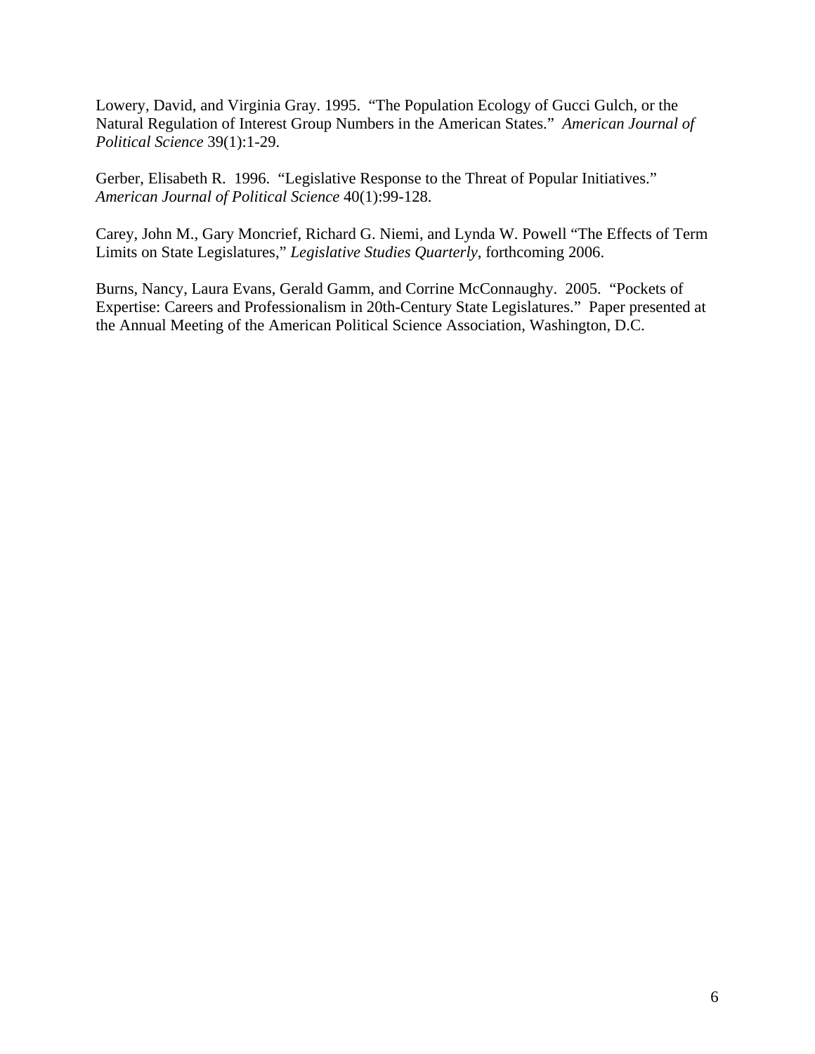Lowery, David, and Virginia Gray. 1995. "The Population Ecology of Gucci Gulch, or the Natural Regulation of Interest Group Numbers in the American States." *American Journal of Political Science* 39(1):1-29.

Gerber, Elisabeth R. 1996. "Legislative Response to the Threat of Popular Initiatives." *American Journal of Political Science* 40(1):99-128.

Carey, John M., Gary Moncrief, Richard G. Niemi, and Lynda W. Powell "The Effects of Term Limits on State Legislatures," *Legislative Studies Quarterly*, forthcoming 2006.

Burns, Nancy, Laura Evans, Gerald Gamm, and Corrine McConnaughy. 2005. "Pockets of Expertise: Careers and Professionalism in 20th-Century State Legislatures." Paper presented at the Annual Meeting of the American Political Science Association, Washington, D.C.